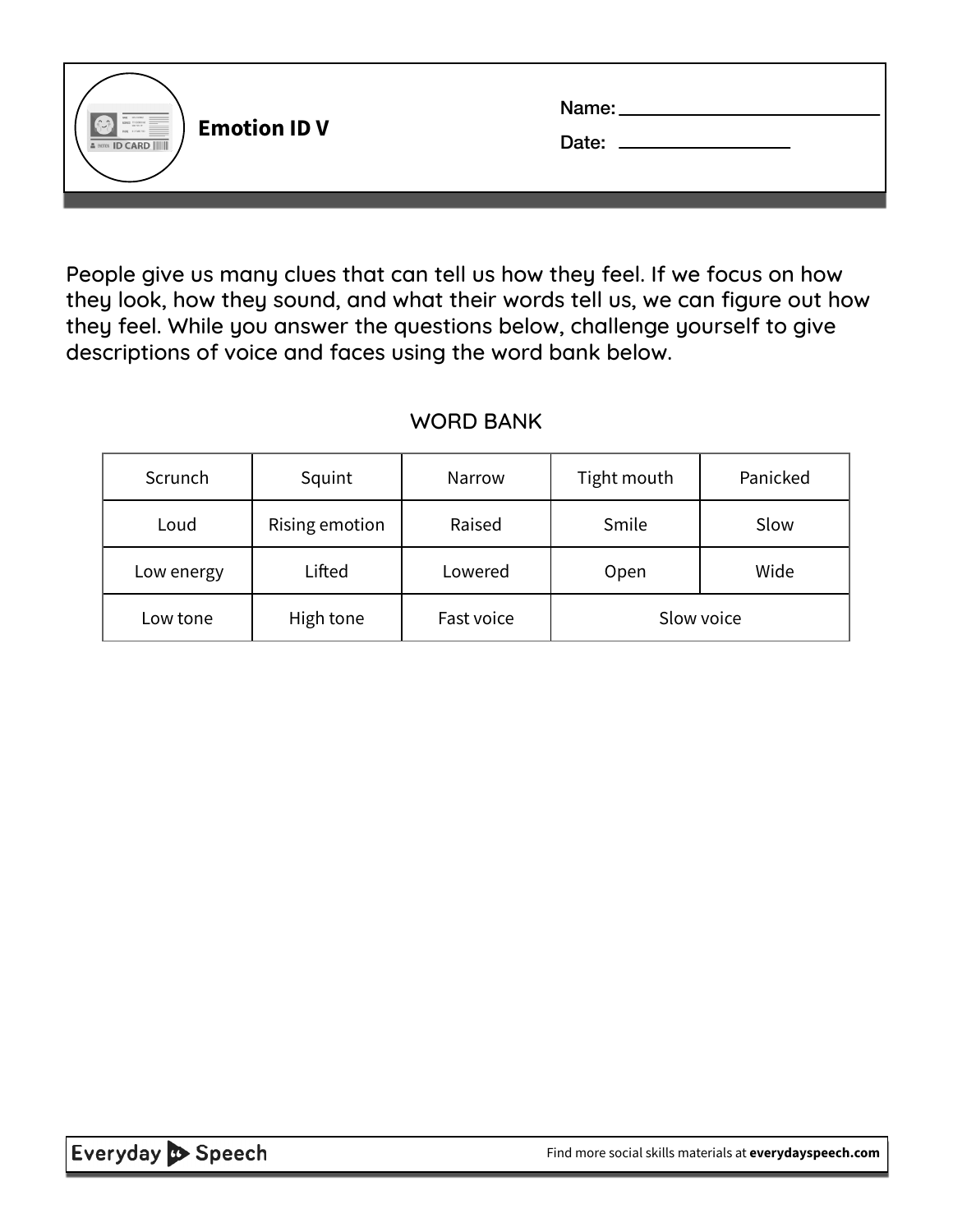# Emotion ID V

Name: ______________________

Date: ______________

People give us many clues that can tell us how they feel. If we focus on how they look, how they sound, and what their words tell us, we can figure out how they feel. While you answer the questions below, challenge yourself to give descriptions of voice and faces using the word bank below.

WORD BANK

| Scrunch | Squint | Narrow | Tight mouth | Panicked |
|---|---|---|---|---|
| Loud | Rising emotion | Raised | Smile | Slow |
| Low energy | Lifted | Lowered | Open | Wide |
| Low tone | High tone | Fast voice | Slow voice | |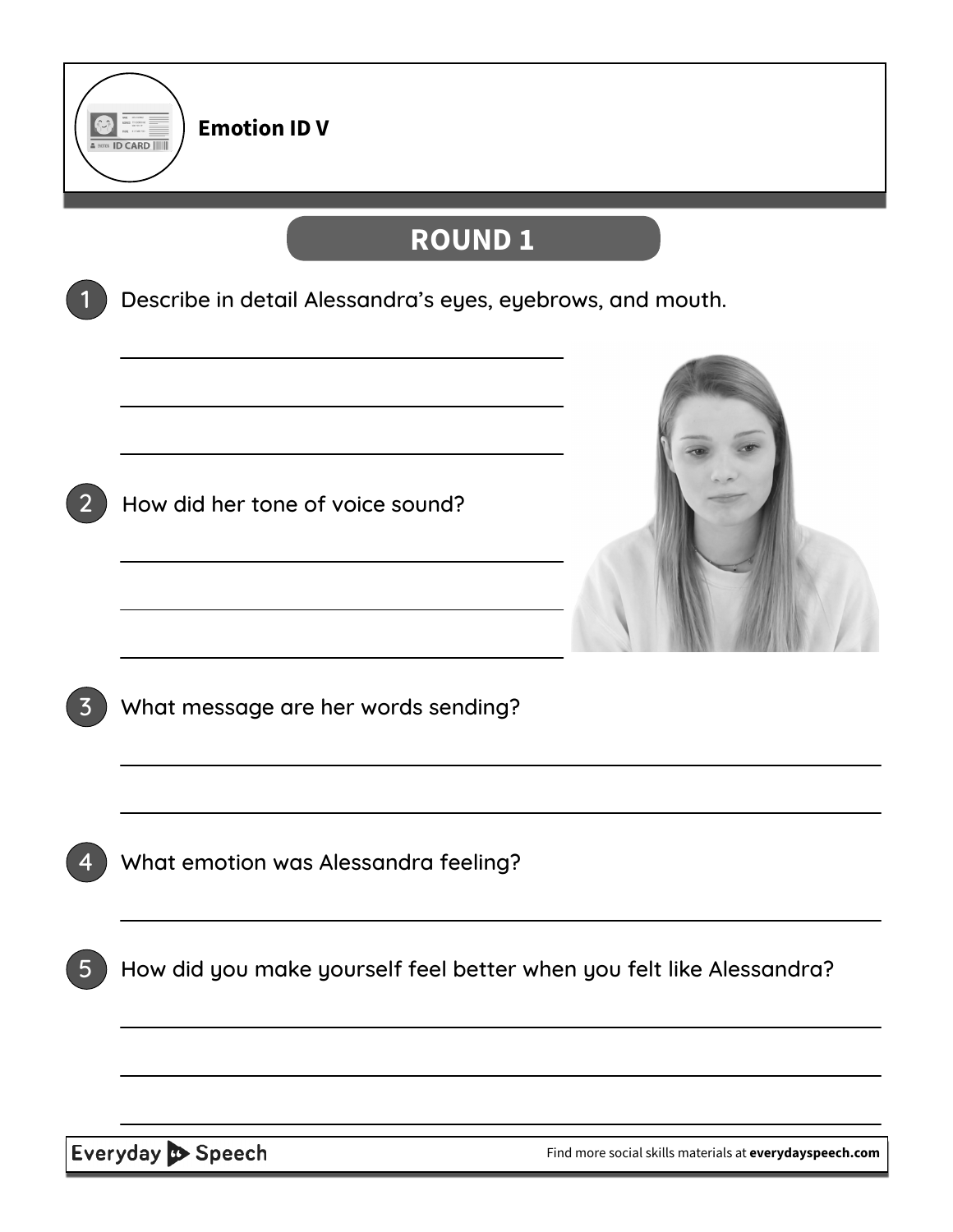# Emotion ID V

## ROUND 1

1. Describe in detail Alessandra's eyes, eyebrows, and mouth.

_______________________________________________

_______________________________________________

_______________________________________________

2. How did her tone of voice sound?

_______________________________________________

_______________________________________________

_______________________________________________

3. What message are her words sending?

_______________________________________________

_______________________________________________

4. What emotion was Alessandra feeling?

_______________________________________________

5. How did you make yourself feel better when you felt like Alessandra?

_______________________________________________

_______________________________________________

_______________________________________________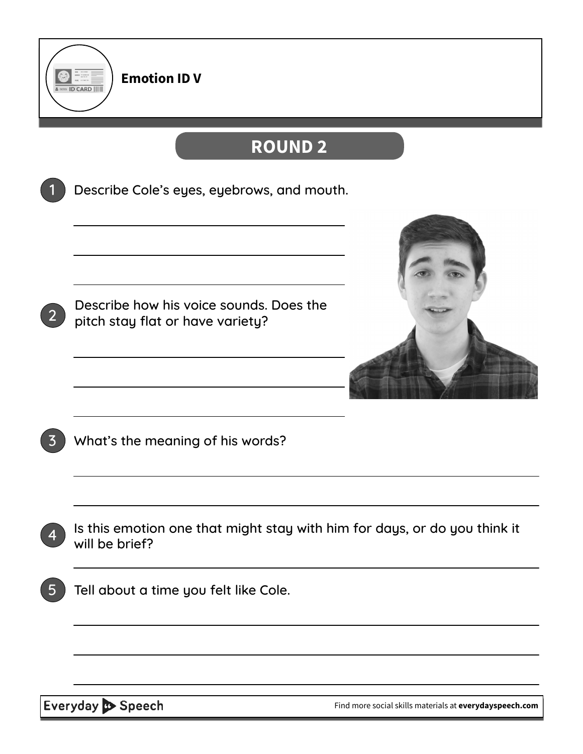**Emotion ID V**

## ROUND 2

1. Describe Cole's eyes, eyebrows, and mouth.

______________________________________

______________________________________

______________________________________

2. Describe how his voice sounds. Does the pitch stay flat or have variety?

______________________________________

______________________________________

______________________________________

3. What's the meaning of his words?

______________________________________

______________________________________

4. Is this emotion one that might stay with him for days, or do you think it will be brief?

______________________________________

5. Tell about a time you felt like Cole.

______________________________________

______________________________________

______________________________________

Find more social skills materials at **everydayspeech.com**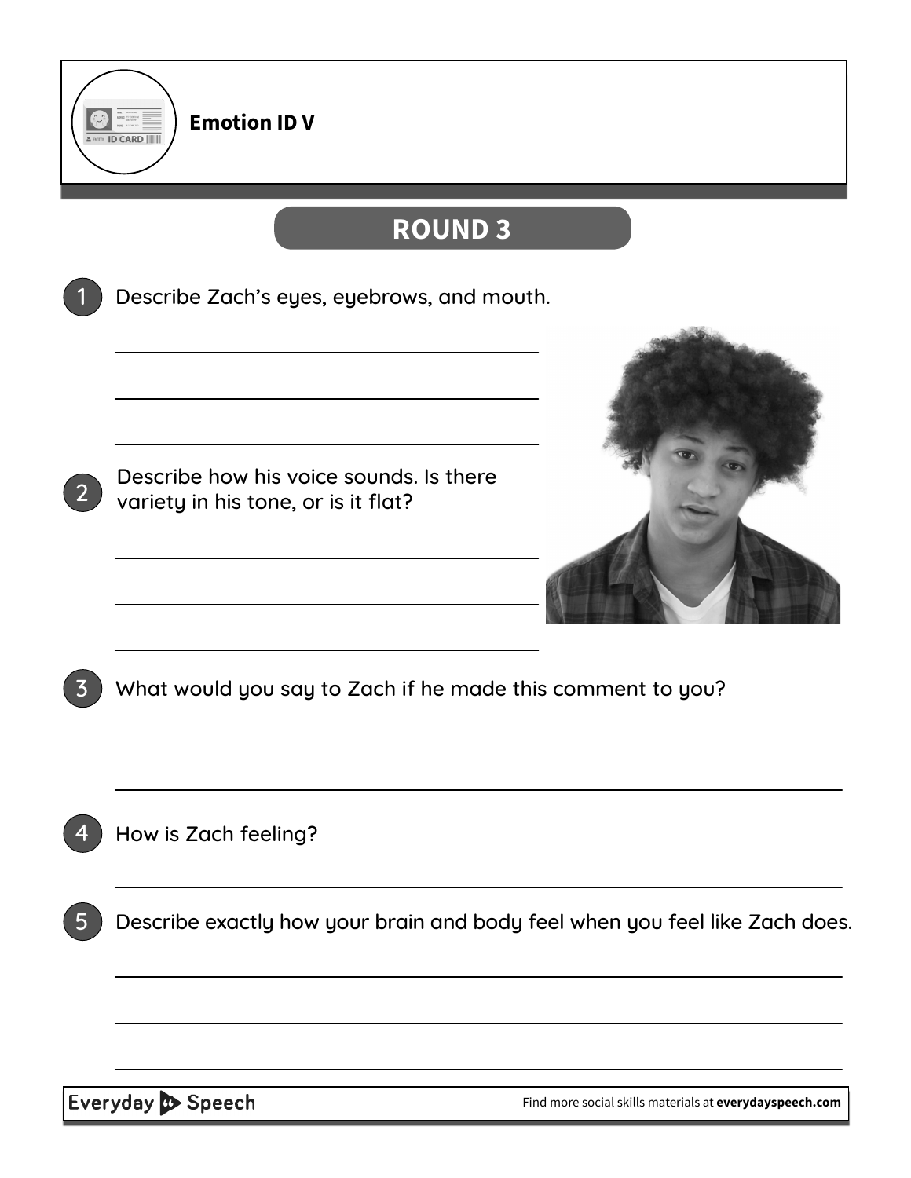**Emotion ID V**

## ROUND 3

1. Describe Zach's eyes, eyebrows, and mouth.

______________________________________

______________________________________

______________________________________

2. Describe how his voice sounds. Is there variety in his tone, or is it flat?

______________________________________

______________________________________

______________________________________

3. What would you say to Zach if he made this comment to you?

______________________________________

______________________________________

4. How is Zach feeling?

______________________________________

5. Describe exactly how your brain and body feel when you feel like Zach does.

______________________________________

______________________________________

______________________________________

Everyday Speech

Find more social skills materials at **everydayspeech.com**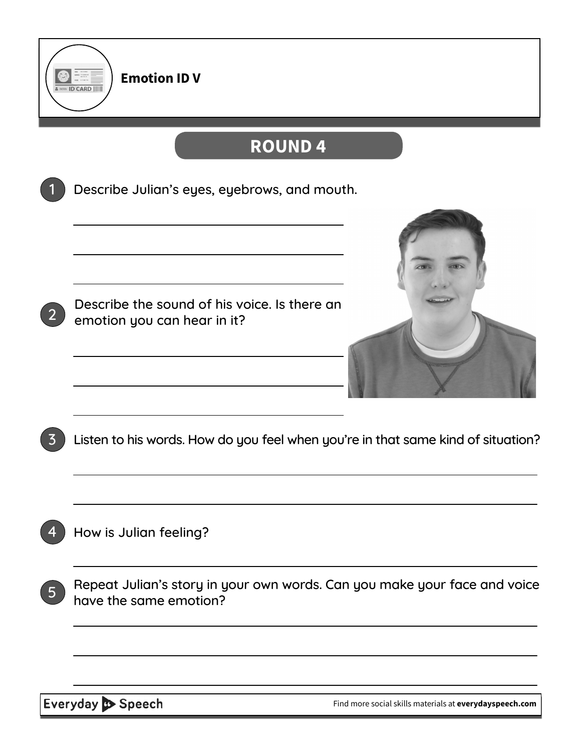# Emotion ID V

## ROUND 4

1. Describe Julian's eyes, eyebrows, and mouth.

___

___

___

2. Describe the sound of his voice. Is there an emotion you can hear in it?

___

___

___

3. Listen to his words. How do you feel when you're in that same kind of situation?

___

___

4. How is Julian feeling?

___

5. Repeat Julian's story in your own words. Can you make your face and voice have the same emotion?

___

___

___

Everyday Speech

Find more social skills materials at **everydayspeech.com**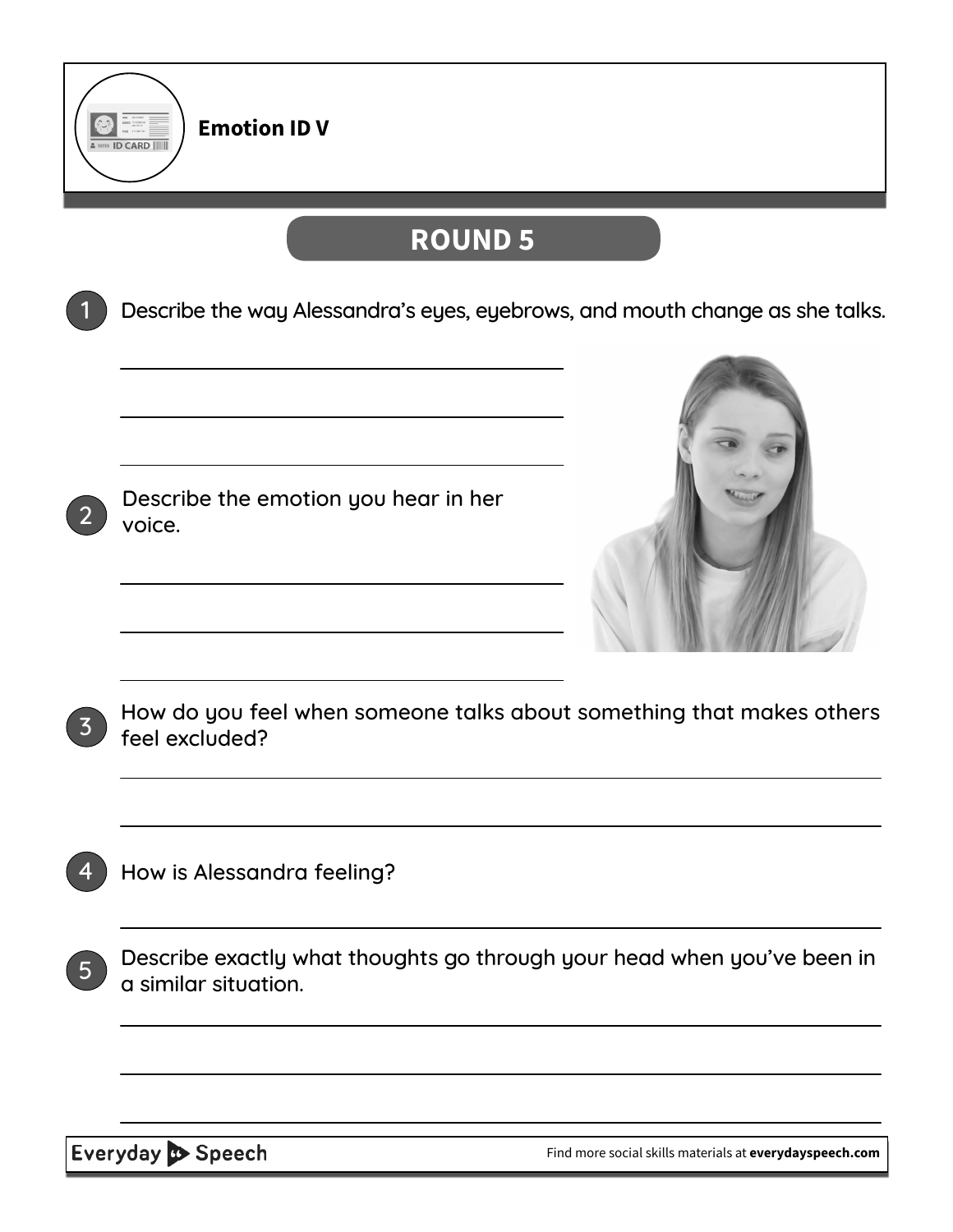**Emotion ID V**

## ROUND 5

1. Describe the way Alessandra's eyes, eyebrows, and mouth change as she talks.

______________________________________

______________________________________

______________________________________

2. Describe the emotion you hear in her voice.

______________________________________

______________________________________

______________________________________

3. How do you feel when someone talks about something that makes others feel excluded?

______________________________________

______________________________________

4. How is Alessandra feeling?

______________________________________

5. Describe exactly what thoughts go through your head when you've been in a similar situation.

______________________________________

______________________________________

______________________________________

Everyday Speech

Find more social skills materials at **everydayspeech.com**